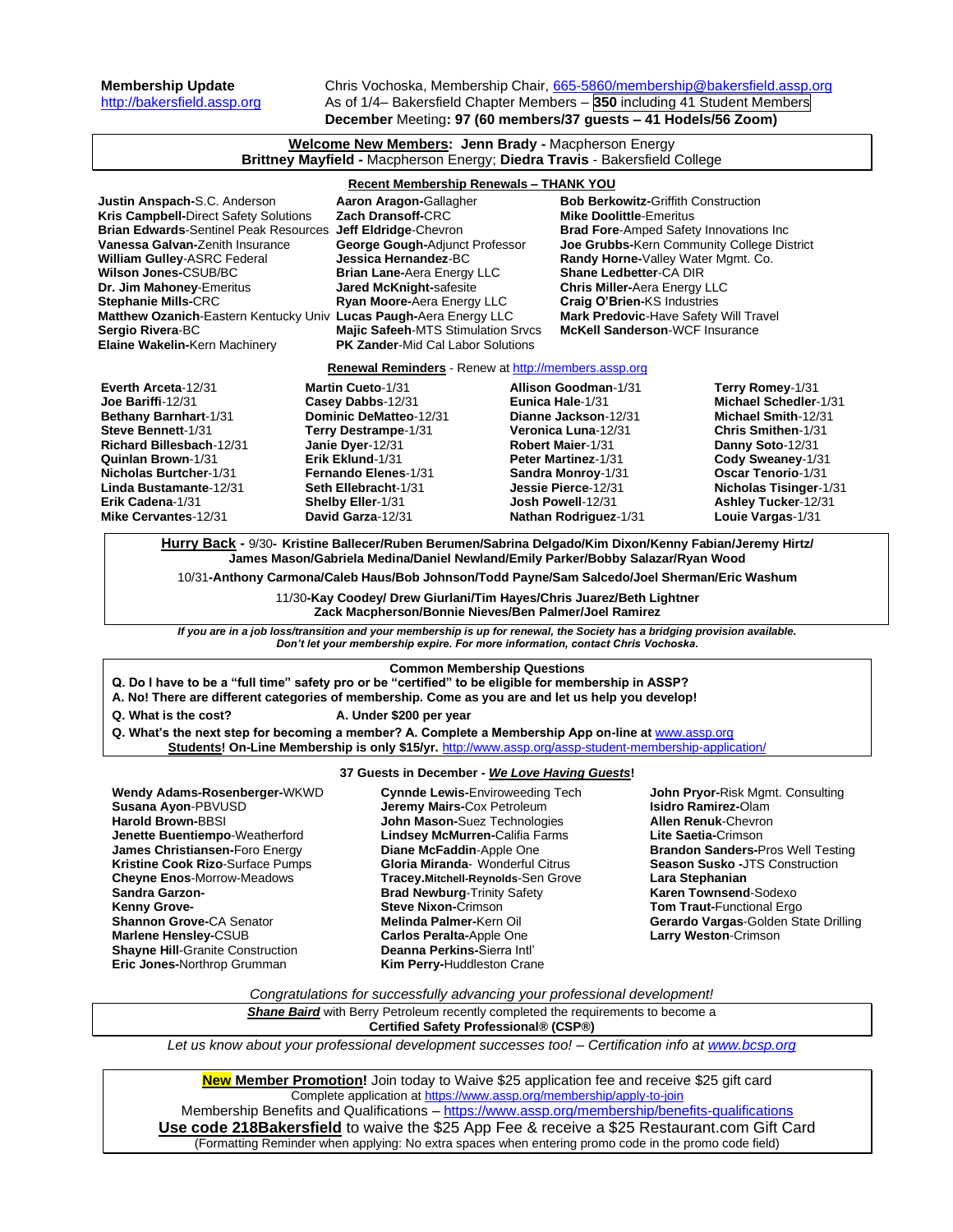**Membership Update**
http://bakersfield.assp.org

Chris Vochoska, Membership Chair, 665-5860/membership@bakersfield.assp.org
As of 1/4– Bakersfield Chapter Members – **350** including 41 Student Members
**December** Meeting**: 97 (60 members/37 guests – 41 Hodels/56 Zoom)**

**Welcome New Members: Jenn Brady -** Macpherson Energy
**Brittney Mayfield -** Macpherson Energy; **Diedra Travis** - Bakersfield College

**Recent Membership Renewals – THANK YOU**

**Justin Anspach-**S.C. Anderson
**Kris Campbell-**Direct Safety Solutions
**Brian Edwards**-Sentinel Peak Resources
**Vanessa Galvan-**Zenith Insurance
**William Gulley**-ASRC Federal
**Wilson Jones-**CSUB/BC
**Dr. Jim Mahoney**-Emeritus
**Stephanie Mills-**CRC
**Matthew Ozanich**-Eastern Kentucky Univ
**Sergio Rivera**-BC
**Elaine Wakelin-**Kern Machinery
**Aaron Aragon-**Gallagher
**Zach Dransoff-**CRC
**Jeff Eldridge**-Chevron
**George Gough-**Adjunct Professor
**Jessica Hernandez**-BC
**Brian Lane-**Aera Energy LLC
**Jared McKnight-**safesite
**Ryan Moore-**Aera Energy LLC
**Lucas Paugh-**Aera Energy LLC
**Majic Safeeh**-MTS Stimulation Srvcs
**PK Zander**-Mid Cal Labor Solutions
**Bob Berkowitz-**Griffith Construction
**Mike Doolittle**-Emeritus
**Brad Fore**-Amped Safety Innovations Inc
**Joe Grubbs-**Kern Community College District
**Randy Horne-**Valley Water Mgmt. Co.
**Shane Ledbetter**-CA DIR
**Chris Miller-**Aera Energy LLC
**Craig O'Brien-**KS Industries
**Mark Predovic**-Have Safety Will Travel
**McKell Sanderson**-WCF Insurance

**Renewal Reminders** - Renew at http://members.assp.org

**Everth Arceta**-12/31
**Joe Bariffi**-12/31
**Bethany Barnhart**-1/31
**Steve Bennett**-1/31
**Richard Billesbach**-12/31
**Quinlan Brown**-1/31
**Nicholas Burtcher**-1/31
**Linda Bustamante**-12/31
**Erik Cadena**-1/31
**Mike Cervantes**-12/31
**Martin Cueto**-1/31
**Casey Dabbs**-12/31
**Dominic DeMatteo**-12/31
**Terry Destrampe**-1/31
**Janie Dyer**-12/31
**Erik Eklund**-1/31
**Fernando Elenes**-1/31
**Seth Ellebracht**-1/31
**Shelby Eller**-1/31
**David Garza**-12/31
**Allison Goodman**-1/31
**Eunica Hale**-1/31
**Dianne Jackson**-12/31
**Veronica Luna**-12/31
**Robert Maier**-1/31
**Peter Martinez**-1/31
**Sandra Monroy**-1/31
**Jessie Pierce**-12/31
**Josh Powell**-12/31
**Nathan Rodriguez**-1/31
**Terry Romey**-1/31
**Michael Schedler**-1/31
**Michael Smith**-12/31
**Chris Smithen**-1/31
**Danny Soto**-12/31
**Cody Sweaney**-1/31
**Oscar Tenorio**-1/31
**Nicholas Tisinger**-1/31
**Ashley Tucker**-12/31
**Louie Vargas**-1/31

**Hurry Back -** 9/30**- Kristine Ballecer/Ruben Berumen/Sabrina Delgado/Kim Dixon/Kenny Fabian/Jeremy Hirtz/ James Mason/Gabriela Medina/Daniel Newland/Emily Parker/Bobby Salazar/Ryan Wood**

10/31**-Anthony Carmona/Caleb Haus/Bob Johnson/Todd Payne/Sam Salcedo/Joel Sherman/Eric Washum**

11/30**-Kay Coodey/ Drew Giurlani/Tim Hayes/Chris Juarez/Beth Lightner Zack Macpherson/Bonnie Nieves/Ben Palmer/Joel Ramirez**

***If you are in a job loss/transition and your membership is up for renewal, the Society has a bridging provision available. Don't let your membership expire. For more information, contact Chris Vochoska.***

**Common Membership Questions**

**Q. Do I have to be a "full time" safety pro or be "certified" to be eligible for membership in ASSP?**
**A. No! There are different categories of membership. Come as you are and let us help you develop!**

**Q. What is the cost?** **A. Under $200 per year**

**Q. What's the next step for becoming a member? A. Complete a Membership App on-line at** www.assp.org
**Students! On-Line Membership is only $15/yr.** http://www.assp.org/assp-student-membership-application/

**37 Guests in December - *We Love Having Guests*!**

**Wendy Adams-Rosenberger-**WKWD
**Susana Ayon**-PBVUSD
**Harold Brown-**BBSI
**Jenette Buentiempo**-Weatherford
**James Christiansen-**Foro Energy
**Kristine Cook Rizo-**Surface Pumps
**Cheyne Enos**-Morrow-Meadows
**Sandra Garzon-**
**Kenny Grove-**
**Shannon Grove-**CA Senator
**Marlene Hensley-**CSUB
**Shayne Hill**-Granite Construction
**Eric Jones-**Northrop Grumman
**Cynnde Lewis-**Enviroweeding Tech
**Jeremy Mairs-**Cox Petroleum
**John Mason-**Suez Technologies
**Lindsey McMurren-**Califia Farms
**Diane McFaddin**-Apple One
**Gloria Miranda**- Wonderful Citrus
**Tracey.Mitchell-Reynolds**-Sen Grove
**Brad Newburg**-Trinity Safety
**Steve Nixon-**Crimson
**Melinda Palmer-**Kern Oil
**Carlos Peralta-**Apple One
**Deanna Perkins-**Sierra Intl'
**Kim Perry-**Huddleston Crane
**John Pryor-**Risk Mgmt. Consulting
**Isidro Ramirez-**Olam
**Allen Renuk**-Chevron
**Lite Saetia-**Crimson
**Brandon Sanders-**Pros Well Testing
**Season Susko -**JTS Construction
**Lara Stephanian**
**Karen Townsend**-Sodexo
**Tom Traut-**Functional Ergo
**Gerardo Vargas**-Golden State Drilling
**Larry Weston**-Crimson

*Congratulations for successfully advancing your professional development!*

***Shane Baird*** with Berry Petroleum recently completed the requirements to become a **Certified Safety Professional® (CSP®)**

*Let us know about your professional development successes too! – Certification info at www.bcsp.org*

**New Member Promotion!** Join today to Waive $25 application fee and receive $25 gift card
Complete application at https://www.assp.org/membership/apply-to-join
Membership Benefits and Qualifications – https://www.assp.org/membership/benefits-qualifications
**Use code 218Bakersfield** to waive the $25 App Fee & receive a $25 Restaurant.com Gift Card
(Formatting Reminder when applying: No extra spaces when entering promo code in the promo code field)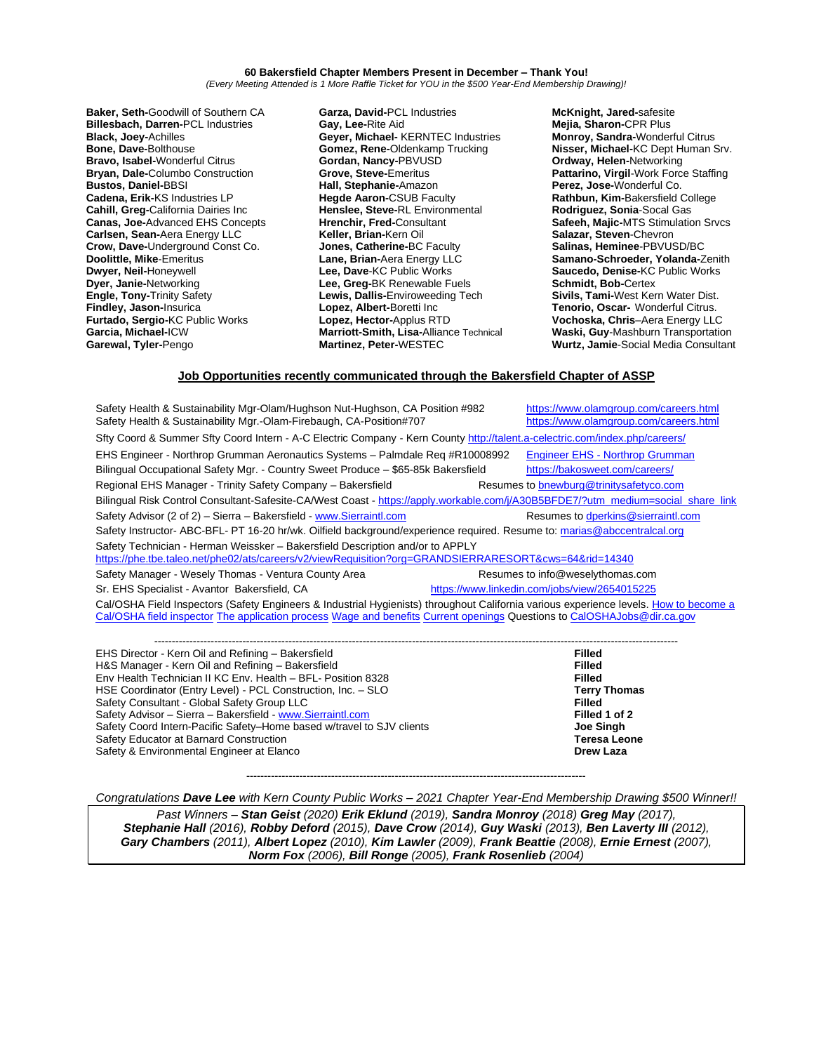**60 Bakersfield Chapter Members Present in December – Thank You!**

*(Every Meeting Attended is 1 More Raffle Ticket for YOU in the $500 Year-End Membership Drawing)!*

**Baker, Seth-**Goodwill of Southern CA
**Billesbach, Darren-**PCL Industries
**Black, Joey-**Achilles
**Bone, Dave-**Bolthouse
**Bravo, Isabel-**Wonderful Citrus
**Bryan, Dale-**Columbo Construction
**Bustos, Daniel-**BBSI
**Cadena, Erik-**KS Industries LP
**Cahill, Greg-**California Dairies Inc
**Canas, Joe-**Advanced EHS Concepts
**Carlsen, Sean-**Aera Energy LLC
**Crow, Dave-**Underground Const Co.
**Doolittle, Mike-**Emeritus
**Dwyer, Neil-**Honeywell
**Dyer, Janie-**Networking
**Engle, Tony-**Trinity Safety
**Findley, Jason-**Insurica
**Furtado, Sergio-**KC Public Works
**Garcia, Michael-**ICW
**Garewal, Tyler-**Pengo
**Garza, David-**PCL Industries
**Gay, Lee-**Rite Aid
**Geyer, Michael-** KERNTEC Industries
**Gomez, Rene-**Oldenkamp Trucking
**Gordan, Nancy-**PBVUSD
**Grove, Steve-**Emeritus
**Hall, Stephanie-**Amazon
**Hegde Aaron-**CSUB Faculty
**Henslee, Steve-**RL Environmental
**Hrenchir, Fred-**Consultant
**Keller, Brian-**Kern Oil
**Jones, Catherine-**BC Faculty
**Lane, Brian-**Aera Energy LLC
**Lee, Dave**-KC Public Works
**Lee, Greg-**BK Renewable Fuels
**Lewis, Dallis-**Enviroweeding Tech
**Lopez, Albert-**Boretti Inc
**Lopez, Hector-**Applus RTD
**Marriott-Smith, Lisa-**Alliance Technical
**Martinez, Peter-**WESTEC
**McKnight, Jared-**safesite
**Mejia, Sharon-**CPR Plus
**Monroy, Sandra-**Wonderful Citrus
**Nisser, Michael-**KC Dept Human Srv.
**Ordway, Helen-**Networking
**Pattarino, Virgil**-Work Force Staffing
**Perez, Jose-**Wonderful Co.
**Rathbun, Kim-**Bakersfield College
**Rodriguez, Sonia**-Socal Gas
**Safeeh, Majic-**MTS Stimulation Srvcs
**Salazar, Steven-**Chevron
**Salinas, Heminee**-PBVUSD/BC
**Samano-Schroeder, Yolanda-**Zenith
**Saucedo, Denise-**KC Public Works
**Schmidt, Bob-**Certex
**Sivils, Tami-**West Kern Water Dist.
**Tenorio, Oscar-** Wonderful Citrus.
**Vochoska, Chris**–Aera Energy LLC
**Waski, Guy**-Mashburn Transportation
**Wurtz, Jamie**-Social Media Consultant

## Job Opportunities recently communicated through the Bakersfield Chapter of ASSP

Safety Health & Sustainability Mgr-Olam/Hughson Nut-Hughson, CA Position #982 https://www.olamgroup.com/careers.html
Safety Health & Sustainability Mgr.-Olam-Firebaugh, CA-Position#707 https://www.olamgroup.com/careers.html

Sfty Coord & Summer Sfty Coord Intern - A-C Electric Company - Kern County http://talent.a-celectric.com/index.php/careers/

EHS Engineer - Northrop Grumman Aeronautics Systems – Palmdale Req #R10008992 Engineer EHS - Northrop Grumman

Bilingual Occupational Safety Mgr. - Country Sweet Produce – $65-85k Bakersfield https://bakosweet.com/careers/

Regional EHS Manager - Trinity Safety Company – Bakersfield Resumes to bnewburg@trinitysafetyco.com

Bilingual Risk Control Consultant-Safesite-CA/West Coast - https://apply.workable.com/j/A30B5BFDE7/?utm_medium=social_share_link

Safety Advisor (2 of 2) – Sierra – Bakersfield - www.Sierraintl.com Resumes to dperkins@sierraintl.com

Safety Instructor- ABC-BFL- PT 16-20 hr/wk. Oilfield background/experience required. Resume to: marias@abccentralcal.org

Safety Technician - Herman Weissker – Bakersfield Description and/or to APPLY
https://phe.tbe.taleo.net/phe02/ats/careers/v2/viewRequisition?org=GRANDSIERRARESORT&cws=64&rid=14340

Safety Manager - Wesely Thomas - Ventura County Area Resumes to info@weselythomas.com

Sr. EHS Specialist - Avantor Bakersfield, CA https://www.linkedin.com/jobs/view/2654015225

Cal/OSHA Field Inspectors (Safety Engineers & Industrial Hygienists) throughout California various experience levels. How to become a Cal/OSHA field inspector The application process Wage and benefits Current openings Questions to CalOSHAJobs@dir.ca.gov

---

| | |
|---|---|
| EHS Director - Kern Oil and Refining – Bakersfield | **Filled** |
| H&S Manager - Kern Oil and Refining – Bakersfield | **Filled** |
| Env Health Technician II KC Env. Health – BFL- Position 8328 | **Filled** |
| HSE Coordinator (Entry Level) - PCL Construction, Inc. – SLO | **Terry Thomas** |
| Safety Consultant - Global Safety Group LLC | **Filled** |
| Safety Advisor – Sierra – Bakersfield - www.Sierraintl.com | **Filled 1 of 2** |
| Safety Coord Intern-Pacific Safety–Home based w/travel to SJV clients | **Joe Singh** |
| Safety Educator at Barnard Construction | **Teresa Leone** |
| Safety & Environmental Engineer at Elanco | **Drew Laza** |

---

*Congratulations **Dave Lee** with Kern County Public Works – 2021 Chapter Year-End Membership Drawing $500 Winner!!*

*Past Winners – **Stan Geist** (2020) **Erik Eklund** (2019), **Sandra Monroy** (2018) **Greg May** (2017), **Stephanie Hall** (2016), **Robby Deford** (2015), **Dave Crow** (2014), **Guy Waski** (2013), **Ben Laverty III** (2012), **Gary Chambers** (2011), **Albert Lopez** (2010), **Kim Lawler** (2009), **Frank Beattie** (2008), **Ernie Ernest** (2007), **Norm Fox** (2006), **Bill Ronge** (2005), **Frank Rosenlieb** (2004)*